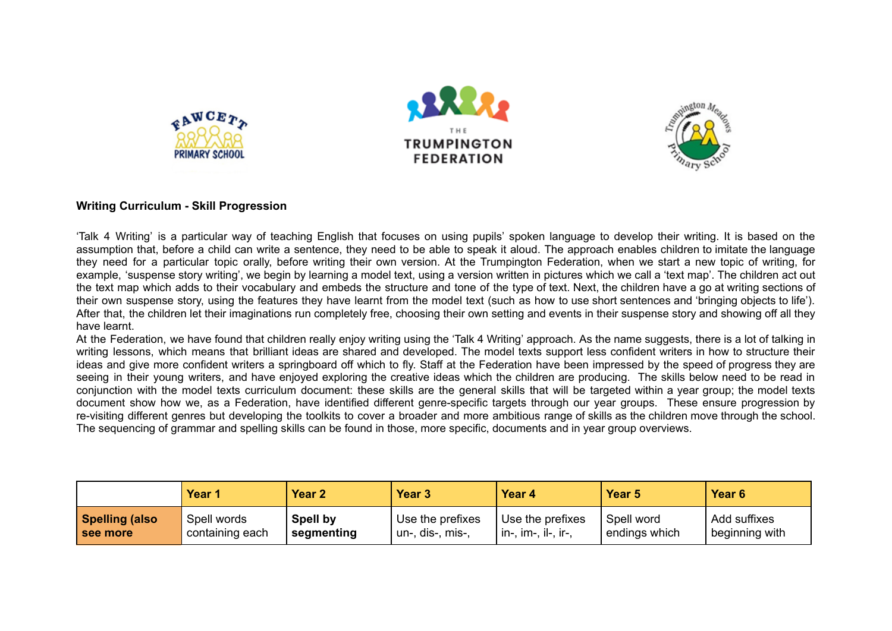**Writing Curriculum - Skill Progression**

'Talk 4 Writing' is a particular way of teaching English that focuses on using pupils' spoken language to develop their writing. It is based on the assumption that, before a child can write a sentence, they need to be able to speak it aloud. The approach enables children to imitate the language they need for a particular topic orally, before writing their own version. At the Trumpington Federation, when we start a new topic of writing, for example, 'suspense story writing', we begin by learning a model text, using a version written in pictures which we call a 'text map'. The children act out the text map which adds to their vocabulary and embeds the structure and tone of the type of text. Next, the children have a go at writing sections of their own suspense story, using the features they have learnt from the model text (such as how to use short sentences and 'bringing objects to life'). After that, the children let their imaginations run completely free, choosing their own setting and events in their suspense story and showing off all they have learnt.

At the Federation, we have found that children really enjoy writing using the 'Talk 4 Writing' approach. As the name suggests, there is a lot of talking in writing lessons, which means that brilliant ideas are shared and developed. The model texts support less confident writers in how to structure their ideas and give more confident writers a springboard off which to fly. Staff at the Federation have been impressed by the speed of progress they are seeing in their young writers, and have enjoyed exploring the creative ideas which the children are producing. The skills below need to be read in conjunction with the model texts curriculum document: these skills are the general skills that will be targeted within a year group; the model texts document show how we, as a Federation, have identified different genre-specific targets through our year groups. These ensure progression by re-visiting different genres but developing the toolkits to cover a broader and more ambitious range of skills as the children move through the school. The sequencing of grammar and spelling skills can be found in those, more specific, documents and in year group overviews.

| | Year 1 | Year 2 | Year 3 | Year 4 | Year 5 | Year 6 |
|---|---|---|---|---|---|---|
| **Spelling (also see more** | Spell words containing each | **Spell by segmenting** | Use the prefixes un-, dis-, mis-, | Use the prefixes in-, im-, il-, ir-, | Spell word endings which | Add suffixes beginning with |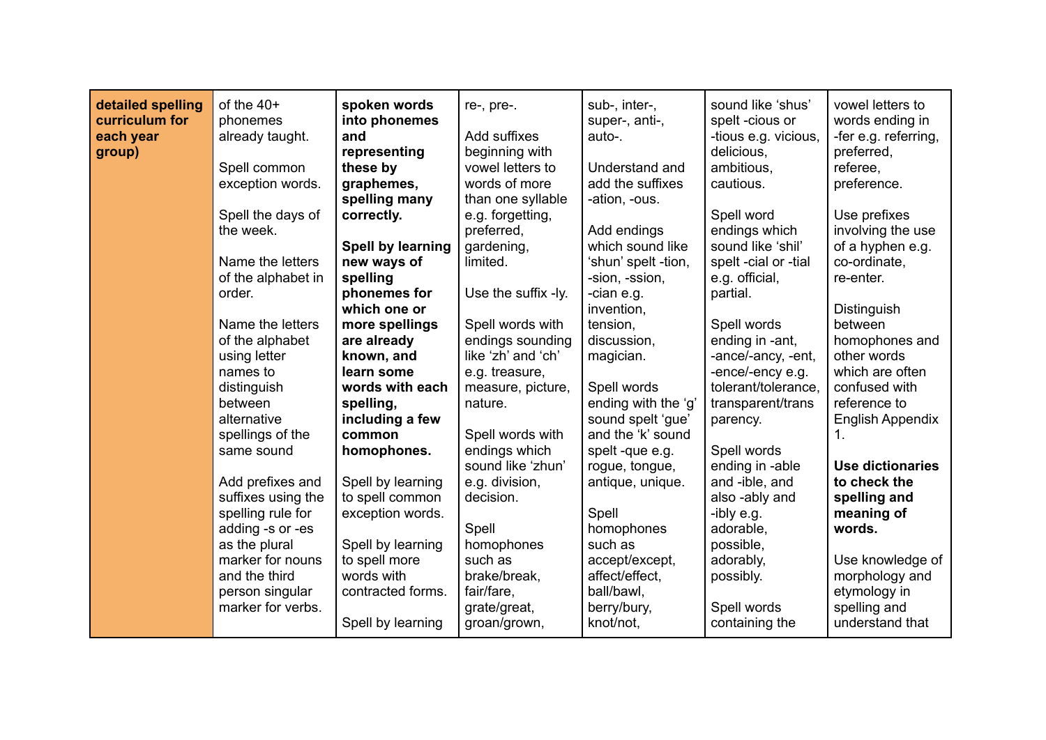| detailed spelling curriculum for each year group) | of the 40+ phonemes already taught.<br><br>Spell common exception words.<br><br>Spell the days of the week.<br><br>Name the letters of the alphabet in order.<br><br>Name the letters of the alphabet using letter names to distinguish between alternative spellings of the same sound<br><br>Add prefixes and suffixes using the spelling rule for adding -s or -es as the plural marker for nouns and the third person singular marker for verbs. | **spoken words into phonemes and representing these by graphemes, spelling many correctly.**<br><br>**Spell by learning new ways of spelling phonemes for which one or more spellings are already known, and learn some words with each spelling, including a few common homophones.**<br><br>Spell by learning to spell common exception words.<br><br>Spell by learning to spell more words with contracted forms.<br><br>Spell by learning | re-, pre-.<br><br>Add suffixes beginning with vowel letters to words of more than one syllable e.g. forgetting, preferred, gardening, limited.<br><br>Use the suffix -ly.<br><br>Spell words with endings sounding like 'zh' and 'ch' e.g. treasure, measure, picture, nature.<br><br>Spell words with endings which sound like 'zhun' e.g. division, decision.<br><br>Spell homophones such as brake/break, fair/fare, grate/great, groan/grown, | sub-, inter-, super-, anti-, auto-.<br><br>Understand and add the suffixes -ation, -ous.<br><br>Add endings which sound like 'shun' spelt -tion, -sion, -ssion, -cian e.g. invention, tension, discussion, magician.<br><br>Spell words ending with the 'g' sound spelt 'gue' and the 'k' sound spelt -que e.g. rogue, tongue, antique, unique.<br><br>Spell homophones such as accept/except, affect/effect, ball/bawl, berry/bury, knot/not, | sound like 'shus' spelt -cious or -tious e.g. vicious, delicious, ambitious, cautious.<br><br>Spell word endings which sound like 'shil' spelt -cial or -tial e.g. official, partial.<br><br>Spell words ending in -ant, -ance/-ancy, -ent, -ence/-ency e.g. tolerant/tolerance, transparent/transparency.<br><br>Spell words ending in -able and -ible, and also -ably and -ibly e.g. adorable, possible, adorably, possibly.<br><br>Spell words containing the | vowel letters to words ending in -fer e.g. referring, preferred, referee, preference.<br><br>Use prefixes involving the use of a hyphen e.g. co-ordinate, re-enter.<br><br>Distinguish between homophones and other words which are often confused with reference to English Appendix 1.<br><br>**Use dictionaries to check the spelling and meaning of words.**<br><br>Use knowledge of morphology and etymology in spelling and understand that |
|---|---|---|---|---|---|---|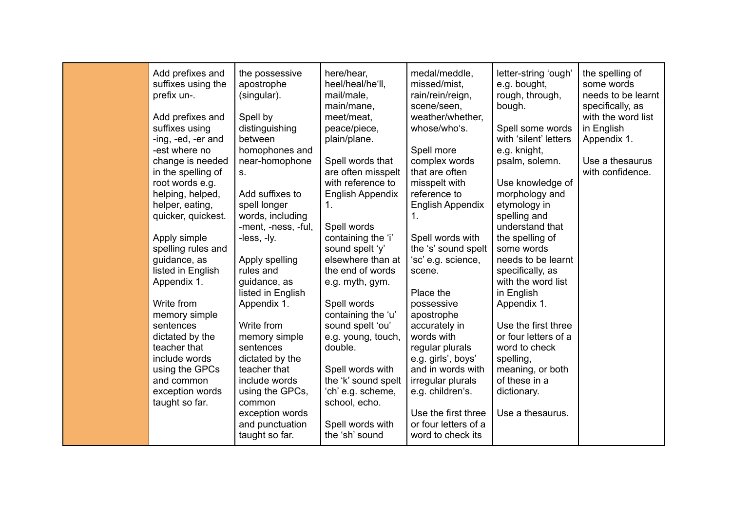| | | | | | | |
|---|---|---|---|---|---|---|
| | Add prefixes and suffixes using the prefix un-.<br><br>Add prefixes and suffixes using -ing, -ed, -er and -est where no change is needed in the spelling of root words e.g. helping, helped, helper, eating, quicker, quickest.<br><br>Apply simple spelling rules and guidance, as listed in English Appendix 1.<br><br>Write from memory simple sentences dictated by the teacher that include words using the GPCs and common exception words taught so far. | the possessive apostrophe (singular).<br><br>Spell by distinguishing between homophones and near-homophones.<br><br>Add suffixes to spell longer words, including -ment, -ness, -ful, -less, -ly.<br><br>Apply spelling rules and guidance, as listed in English Appendix 1.<br><br>Write from memory simple sentences dictated by the teacher that include words using the GPCs, common exception words and punctuation taught so far. | here/hear, heel/heal/he'll, mail/male, main/mane, meet/meat, peace/piece, plain/plane.<br><br>Spell words that are often misspelt with reference to English Appendix 1.<br><br>Spell words containing the 'i' sound spelt 'y' elsewhere than at the end of words e.g. myth, gym.<br><br>Spell words containing the 'u' sound spelt 'ou' e.g. young, touch, double.<br><br>Spell words with the 'k' sound spelt 'ch' e.g. scheme, school, echo.<br><br>Spell words with the 'sh' sound | medal/meddle, missed/mist, rain/rein/reign, scene/seen, weather/whether, whose/who's.<br><br>Spell more complex words that are often misspelt with reference to English Appendix 1.<br><br>Spell words with the 's' sound spelt 'sc' e.g. science, scene.<br><br>Place the possessive apostrophe accurately in words with regular plurals e.g. girls', boys' and in words with irregular plurals e.g. children's.<br><br>Use the first three or four letters of a word to check its | letter-string 'ough' e.g. bought, rough, through, bough.<br><br>Spell some words with 'silent' letters e.g. knight, psalm, solemn.<br><br>Use knowledge of morphology and etymology in spelling and understand that the spelling of some words needs to be learnt specifically, as with the word list in English Appendix 1.<br><br>Use the first three or four letters of a word to check spelling, meaning, or both of these in a dictionary.<br><br>Use a thesaurus. | the spelling of some words needs to be learnt specifically, as with the word list in English Appendix 1.<br><br>Use a thesaurus with confidence. |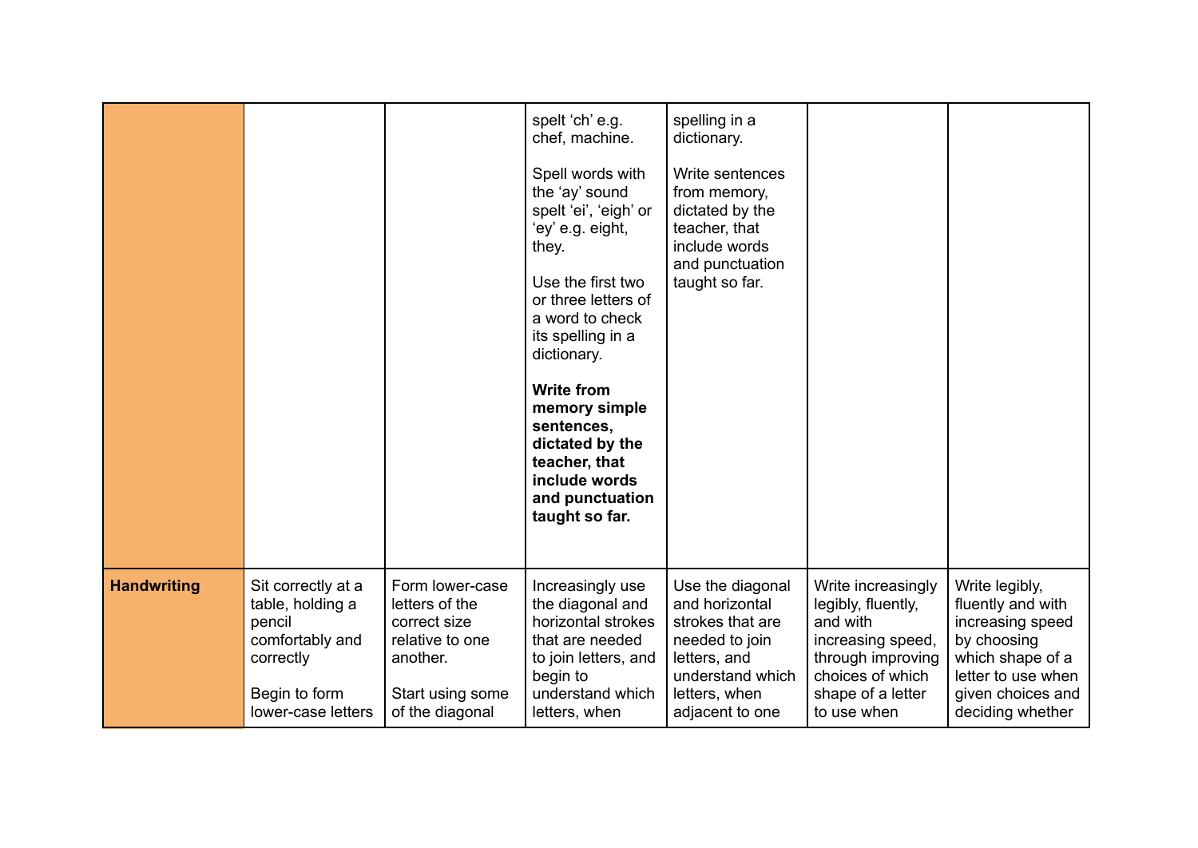| | | | | | | |
|---|---|---|---|---|---|---|
| | | | spelt 'ch' e.g. chef, machine.<br><br>Spell words with the 'ay' sound spelt 'ei', 'eigh' or 'ey' e.g. eight, they.<br><br>Use the first two or three letters of a word to check its spelling in a dictionary.<br><br>**Write from memory simple sentences, dictated by the teacher, that include words and punctuation taught so far.** | spelling in a dictionary.<br><br>Write sentences from memory, dictated by the teacher, that include words and punctuation taught so far. | | |
| **Handwriting** | Sit correctly at a table, holding a pencil comfortably and correctly<br><br>Begin to form lower-case letters | Form lower-case letters of the correct size relative to one another.<br><br>Start using some of the diagonal | Increasingly use the diagonal and horizontal strokes that are needed to join letters, and begin to understand which letters, when | Use the diagonal and horizontal strokes that are needed to join letters, and understand which letters, when adjacent to one | Write increasingly legibly, fluently, and with increasing speed, through improving choices of which shape of a letter to use when | Write legibly, fluently and with increasing speed by choosing which shape of a letter to use when given choices and deciding whether |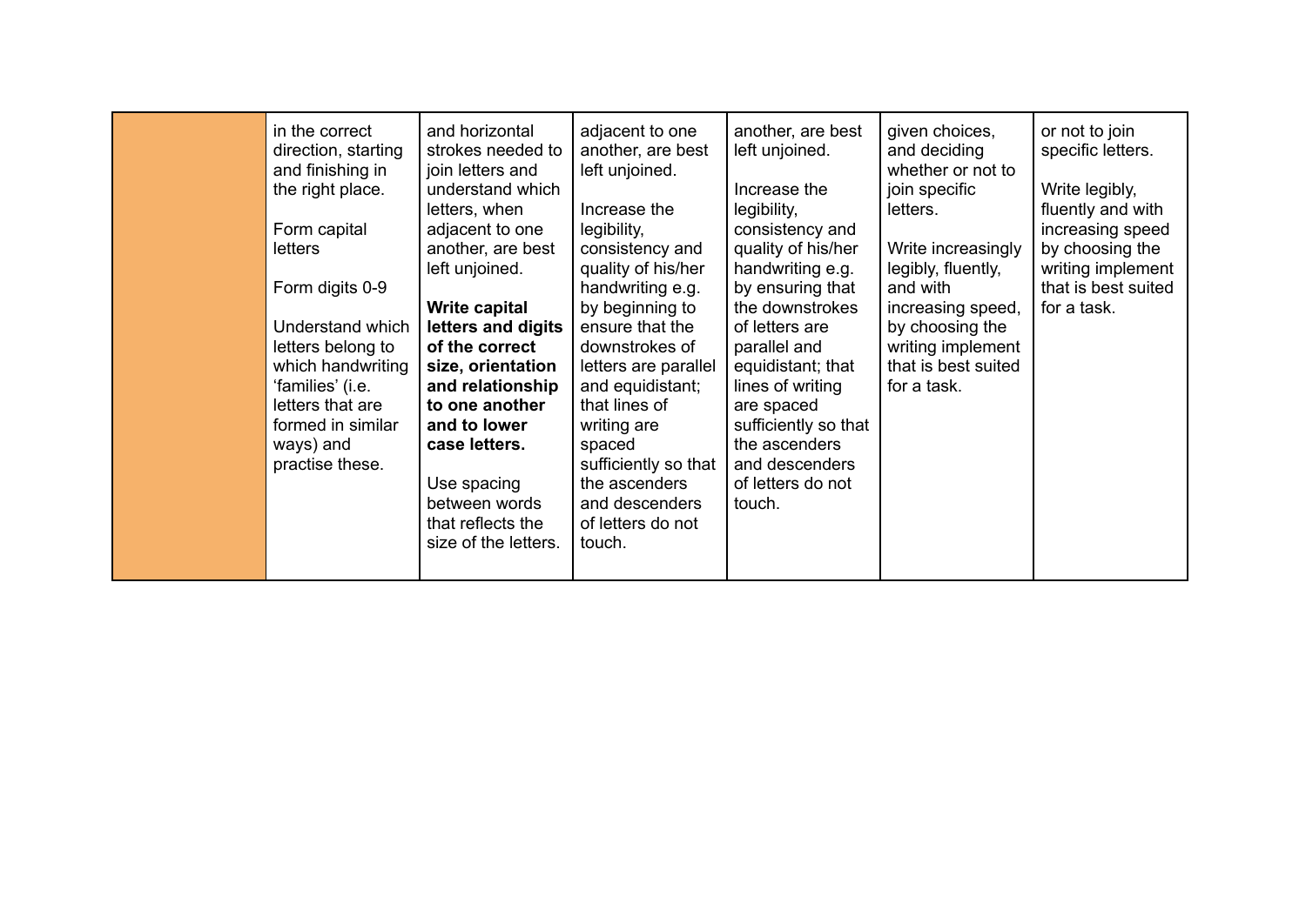| | | | | | | |
|---|---|---|---|---|---|---|
| | in the correct direction, starting and finishing in the right place.<br><br>Form capital letters<br><br>Form digits 0-9<br><br>Understand which letters belong to which handwriting 'families' (i.e. letters that are formed in similar ways) and practise these. | and horizontal strokes needed to join letters and understand which letters, when adjacent to one another, are best left unjoined.<br><br>**Write capital letters and digits of the correct size, orientation and relationship to one another and to lower case letters.**<br><br>Use spacing between words that reflects the size of the letters. | adjacent to one another, are best left unjoined.<br><br>Increase the legibility, consistency and quality of his/her handwriting e.g. by beginning to ensure that the downstrokes of letters are parallel and equidistant; that lines of writing are spaced sufficiently so that the ascenders and descenders of letters do not touch. | another, are best left unjoined.<br><br>Increase the legibility, consistency and quality of his/her handwriting e.g. by ensuring that the downstrokes of letters are parallel and equidistant; that lines of writing are spaced sufficiently so that the ascenders and descenders of letters do not touch. | given choices, and deciding whether or not to join specific letters.<br><br>Write increasingly legibly, fluently, and with increasing speed, by choosing the writing implement that is best suited for a task. | or not to join specific letters.<br><br>Write legibly, fluently and with increasing speed by choosing the writing implement that is best suited for a task. |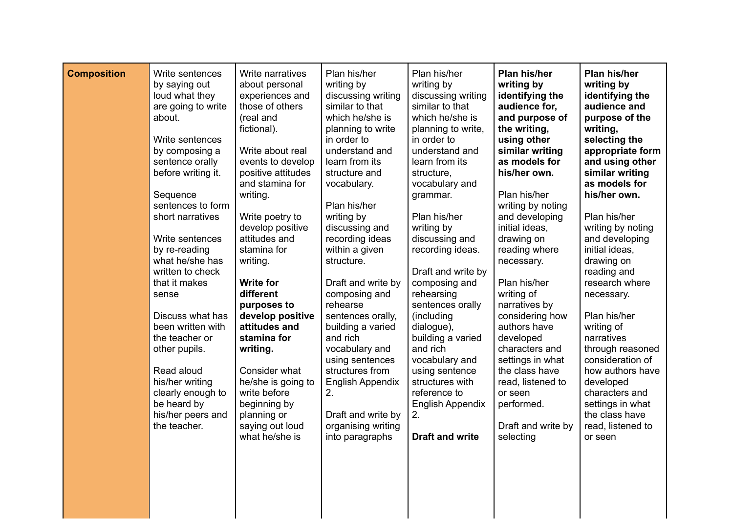| **Composition** | Write sentences by saying out loud what they are going to write about.<br><br>Write sentences by composing a sentence orally before writing it.<br><br>Sequence sentences to form short narratives<br><br>Write sentences by re-reading what he/she has written to check that it makes sense<br><br>Discuss what has been written with the teacher or other pupils.<br><br>Read aloud his/her writing clearly enough to be heard by his/her peers and the teacher. | Write narratives about personal experiences and those of others (real and fictional).<br><br>Write about real events to develop positive attitudes and stamina for writing.<br><br>Write poetry to develop positive attitudes and stamina for writing.<br><br>**Write for different purposes to develop positive attitudes and stamina for writing.**<br><br>Consider what he/she is going to write before beginning by planning or saying out loud what he/she is | Plan his/her writing by discussing writing similar to that which he/she is planning to write in order to understand and learn from its structure and vocabulary.<br><br>Plan his/her writing by discussing and recording ideas within a given structure.<br><br>Draft and write by composing and rehearse sentences orally, building a varied and rich vocabulary and using sentences structures from English Appendix 2.<br><br>Draft and write by organising writing into paragraphs | Plan his/her writing by discussing writing similar to that which he/she is planning to write, in order to understand and learn from its structure, vocabulary and grammar.<br><br>Plan his/her writing by discussing and recording ideas.<br><br>Draft and write by composing and rehearsing sentences orally (including dialogue), building a varied and rich vocabulary and using sentence structures with reference to English Appendix 2.<br><br>**Draft and write** | **Plan his/her writing by identifying the audience for, and purpose of the writing, using other similar writing as models for his/her own.**<br><br>Plan his/her writing by noting and developing initial ideas, drawing on reading where necessary.<br><br>Plan his/her writing of narratives by considering how authors have developed characters and settings in what the class have read, listened to or seen performed.<br><br>Draft and write by selecting | **Plan his/her writing by identifying the audience and purpose of the writing, selecting the appropriate form and using other similar writing as models for his/her own.**<br><br>Plan his/her writing by noting and developing initial ideas, drawing on reading and research where necessary.<br><br>Plan his/her writing of narratives through reasoned consideration of how authors have developed characters and settings in what the class have read, listened to or seen |
|---|---|---|---|---|---|---|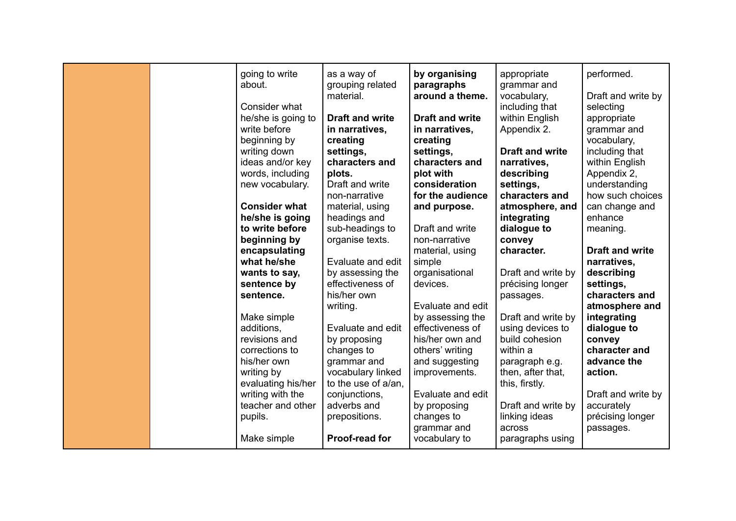|  |  |  |  |  |  |  |
|---|---|---|---|---|---|---|
|  |  | going to write about.<br><br>Consider what he/she is going to write before beginning by writing down ideas and/or key words, including new vocabulary.<br><br>**Consider what he/she is going to write before beginning by encapsulating what he/she wants to say, sentence by sentence.**<br><br>Make simple additions, revisions and corrections to his/her own writing by evaluating his/her writing with the teacher and other pupils.<br><br>Make simple | as a way of grouping related material.<br><br>**Draft and write in narratives, creating settings, characters and plots.**<br>Draft and write non-narrative material, using headings and sub-headings to organise texts.<br><br>Evaluate and edit by assessing the effectiveness of his/her own writing.<br><br>Evaluate and edit by proposing changes to grammar and vocabulary linked to the use of a/an, conjunctions, adverbs and prepositions.<br><br>**Proof-read for** | **by organising paragraphs around a theme.**<br><br>**Draft and write in narratives, creating settings, characters and plot with consideration for the audience and purpose.**<br><br>Draft and write non-narrative material, using simple organisational devices.<br><br>Evaluate and edit by assessing the effectiveness of his/her own and others' writing and suggesting improvements.<br><br>Evaluate and edit by proposing changes to grammar and vocabulary to | appropriate grammar and vocabulary, including that within English Appendix 2.<br><br>**Draft and write narratives, describing settings, characters and atmosphere, and integrating dialogue to convey character.**<br><br>Draft and write by précising longer passages.<br><br>Draft and write by using devices to build cohesion within a paragraph e.g. then, after that, this, firstly.<br><br>Draft and write by linking ideas across paragraphs using | performed.<br><br>Draft and write by selecting appropriate grammar and vocabulary, including that within English Appendix 2, understanding how such choices can change and enhance meaning.<br><br>**Draft and write narratives, describing settings, characters and atmosphere and integrating dialogue to convey character and advance the action.**<br><br>Draft and write by accurately précising longer passages. |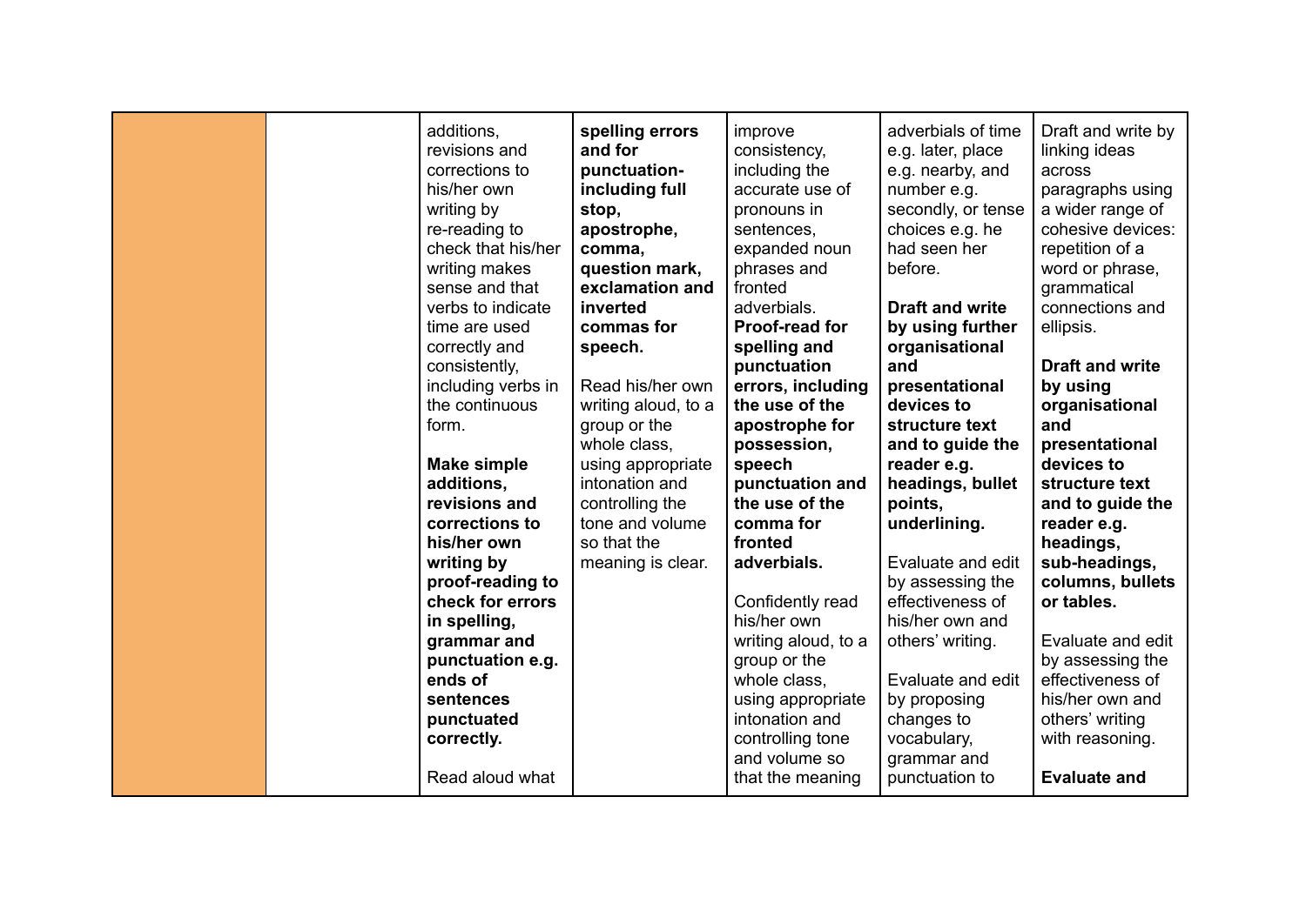|  |  |  |  |  |  |  |
|---|---|---|---|---|---|---|
|  |  | additions, revisions and corrections to his/her own writing by re-reading to check that his/her writing makes sense and that verbs to indicate time are used correctly and consistently, including verbs in the continuous form.<br><br>**Make simple additions, revisions and corrections to his/her own writing by proof-reading to check for errors in spelling, grammar and punctuation e.g. ends of sentences punctuated correctly.**<br><br>Read aloud what | **spelling errors and for punctuation- including full stop, apostrophe, comma, question mark, exclamation and inverted commas for speech.**<br><br>Read his/her own writing aloud, to a group or the whole class, using appropriate intonation and controlling the tone and volume so that the meaning is clear. | improve consistency, including the accurate use of pronouns in sentences, expanded noun phrases and fronted adverbials.<br>**Proof-read for spelling and punctuation errors, including the use of the apostrophe for possession, speech punctuation and the use of the comma for fronted adverbials.**<br><br>Confidently read his/her own writing aloud, to a group or the whole class, using appropriate intonation and controlling tone and volume so that the meaning | adverbials of time e.g. later, place e.g. nearby, and number e.g. secondly, or tense choices e.g. he had seen her before.<br><br>**Draft and write by using further organisational and presentational devices to structure text and to guide the reader e.g. headings, bullet points, underlining.**<br><br>Evaluate and edit by assessing the effectiveness of his/her own and others' writing.<br><br>Evaluate and edit by proposing changes to vocabulary, grammar and punctuation to | Draft and write by linking ideas across paragraphs using a wider range of cohesive devices: repetition of a word or phrase, grammatical connections and ellipsis.<br><br>**Draft and write by using organisational and presentational devices to structure text and to guide the reader e.g. headings, sub-headings, columns, bullets or tables.**<br><br>Evaluate and edit by assessing the effectiveness of his/her own and others' writing with reasoning.<br><br>**Evaluate and** |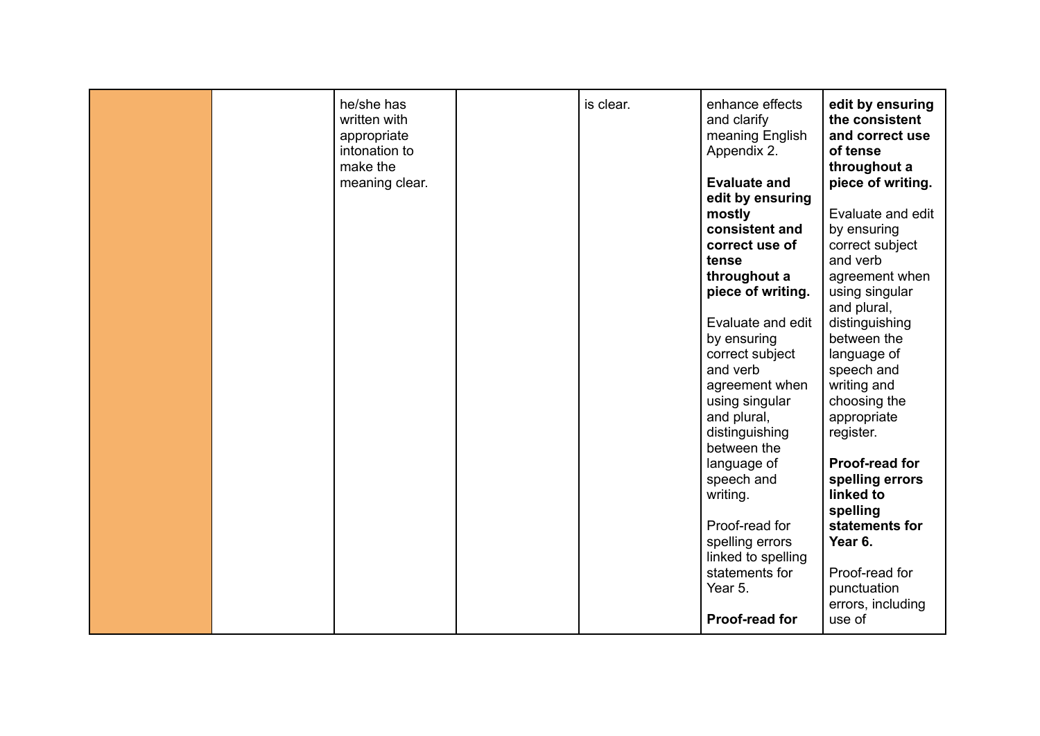| | | | | | | |
|---|---|---|---|---|---|---|
| | | he/she has written with appropriate intonation to make the meaning clear. | | is clear. | enhance effects and clarify meaning English Appendix 2.<br><br>**Evaluate and edit by ensuring mostly consistent and correct use of tense throughout a piece of writing.**<br><br>Evaluate and edit by ensuring correct subject and verb agreement when using singular and plural, distinguishing between the language of speech and writing.<br><br>Proof-read for spelling errors linked to spelling statements for Year 5.<br><br>**Proof-read for** | **edit by ensuring the consistent and correct use of tense throughout a piece of writing.**<br><br>Evaluate and edit by ensuring correct subject and verb agreement when using singular and plural, distinguishing between the language of speech and writing and choosing the appropriate register.<br><br>**Proof-read for spelling errors linked to spelling statements for Year 6.**<br><br>Proof-read for punctuation errors, including use of |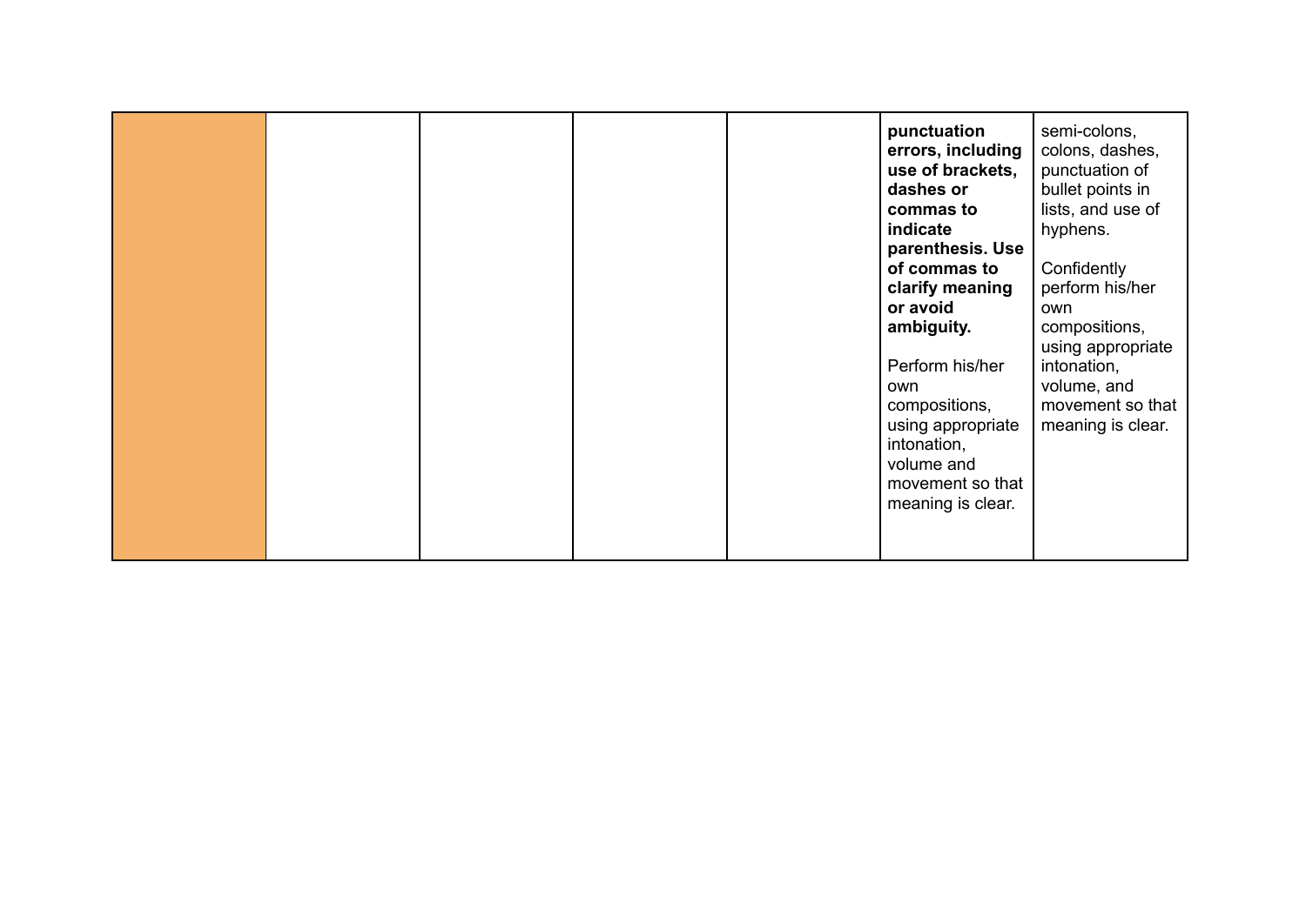| | | | | | | |
|---|---|---|---|---|---|---|
| | | | | | **punctuation errors, including use of brackets, dashes or commas to indicate parenthesis. Use of commas to clarify meaning or avoid ambiguity.**<br><br>Perform his/her own compositions, using appropriate intonation, volume and movement so that meaning is clear. | semi-colons, colons, dashes, punctuation of bullet points in lists, and use of hyphens.<br><br>Confidently perform his/her own compositions, using appropriate intonation, volume, and movement so that meaning is clear. |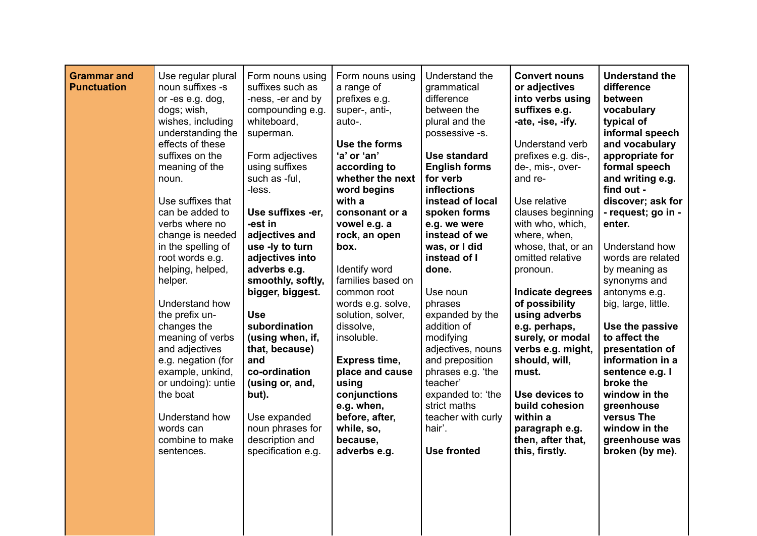| **Grammar and Punctuation** | Use regular plural noun suffixes -s or -es e.g. dog, dogs; wish, wishes, including understanding the effects of these suffixes on the meaning of the noun.<br><br>Use suffixes that can be added to verbs where no change is needed in the spelling of root words e.g. helping, helped, helper.<br><br>Understand how the prefix un- changes the meaning of verbs and adjectives e.g. negation (for example, unkind, or undoing): untie the boat<br><br>Understand how words can combine to make sentences. | Form nouns using suffixes such as -ness, -er and by compounding e.g. whiteboard, superman.<br><br>Form adjectives using suffixes such as -ful, -less.<br><br>**Use suffixes -er, -est in adjectives and use -ly to turn adjectives into adverbs e.g. smoothly, softly, bigger, biggest.**<br><br>**Use subordination (using when, if, that, because) and co-ordination (using or, and, but).**<br><br>Use expanded noun phrases for description and specification e.g. | Form nouns using a range of prefixes e.g. super-, anti-, auto-.<br><br>**Use the forms 'a' or 'an' according to whether the next word begins with a consonant or a vowel e.g. a rock, an open box.**<br><br>Identify word families based on common root words e.g. solve, solution, solver, dissolve, insoluble.<br><br>**Express time, place and cause using conjunctions e.g. when, before, after, while, so, because, adverbs e.g.** | Understand the grammatical difference between the plural and the possessive -s.<br><br>**Use standard English forms for verb inflections instead of local spoken forms e.g. we were instead of we was, or I did instead of I done.**<br><br>Use noun phrases expanded by the addition of modifying adjectives, nouns and preposition phrases e.g. 'the teacher' expanded to: 'the strict maths teacher with curly hair'.<br><br>**Use fronted** | **Convert nouns or adjectives into verbs using suffixes e.g. -ate, -ise, -ify.**<br><br>Understand verb prefixes e.g. dis-, de-, mis-, over- and re-<br><br>Use relative clauses beginning with who, which, where, when, whose, that, or an omitted relative pronoun.<br><br>**Indicate degrees of possibility using adverbs e.g. perhaps, surely, or modal verbs e.g. might, should, will, must.**<br><br>**Use devices to build cohesion within a paragraph e.g. then, after that, this, firstly.** | **Understand the difference between vocabulary typical of informal speech and vocabulary appropriate for formal speech and writing e.g. find out - discover; ask for - request; go in - enter.**<br><br>Understand how words are related by meaning as synonyms and antonyms e.g. big, large, little.<br><br>**Use the passive to affect the presentation of information in a sentence e.g. I broke the window in the greenhouse versus The window in the greenhouse was broken (by me).** |
|---|---|---|---|---|---|---|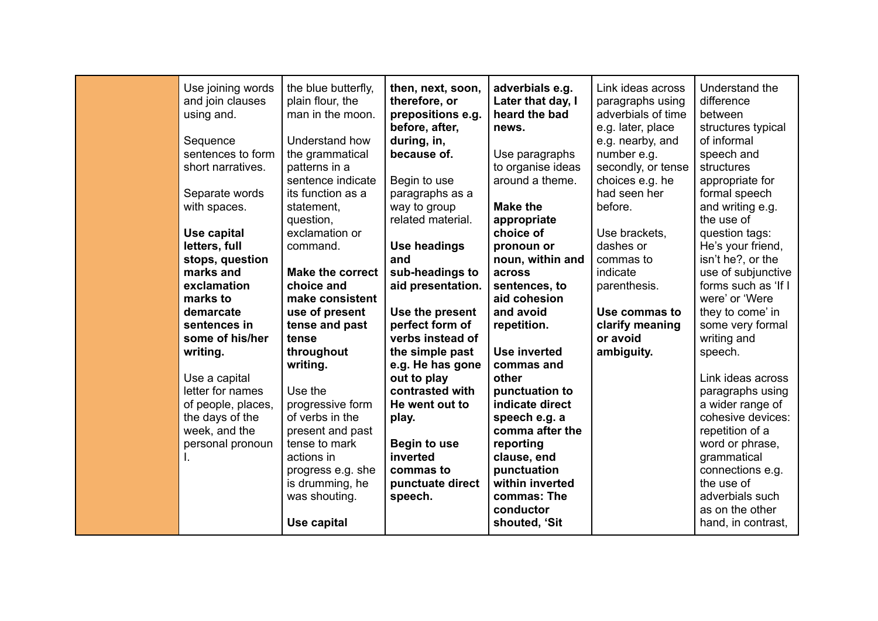| | | | | | | |
|---|---|---|---|---|---|---|
| | Use joining words and join clauses using and.<br><br>Sequence sentences to form short narratives.<br><br>Separate words with spaces.<br><br>**Use capital letters, full stops, question marks and exclamation marks to demarcate sentences in some of his/her writing.**<br><br>Use a capital letter for names of people, places, the days of the week, and the personal pronoun I. | the blue butterfly, plain flour, the man in the moon.<br><br>Understand how the grammatical patterns in a sentence indicate its function as a statement, question, exclamation or command.<br><br>**Make the correct choice and make consistent use of present tense and past tense throughout writing.**<br><br>Use the progressive form of verbs in the present and past tense to mark actions in progress e.g. she is drumming, he was shouting.<br><br>**Use capital** | **then, next, soon, therefore, or prepositions e.g. before, after, during, in, because of.**<br><br>Begin to use paragraphs as a way to group related material.<br><br>**Use headings and sub-headings to aid presentation.**<br><br>**Use the present perfect form of verbs instead of the simple past e.g. He has gone out to play contrasted with He went out to play.**<br><br>**Begin to use inverted commas to punctuate direct speech.** | **adverbials e.g. Later that day, I heard the bad news.**<br><br>Use paragraphs to organise ideas around a theme.<br><br>**Make the appropriate choice of pronoun or noun, within and across sentences, to aid cohesion and avoid repetition.**<br><br>**Use inverted commas and other punctuation to indicate direct speech e.g. a comma after the reporting clause, end punctuation within inverted commas: The conductor shouted, 'Sit** | Link ideas across paragraphs using adverbials of time e.g. later, place e.g. nearby, and number e.g. secondly, or tense choices e.g. he had seen her before.<br><br>Use brackets, dashes or commas to indicate parenthesis.<br><br>**Use commas to clarify meaning or avoid ambiguity.** | Understand the difference between structures typical of informal speech and structures appropriate for formal speech and writing e.g. the use of question tags: He's your friend, isn't he?, or the use of subjunctive forms such as 'If I were' or 'Were they to come' in some very formal writing and speech.<br><br>Link ideas across paragraphs using a wider range of cohesive devices: repetition of a word or phrase, grammatical connections e.g. the use of adverbials such as on the other hand, in contrast, |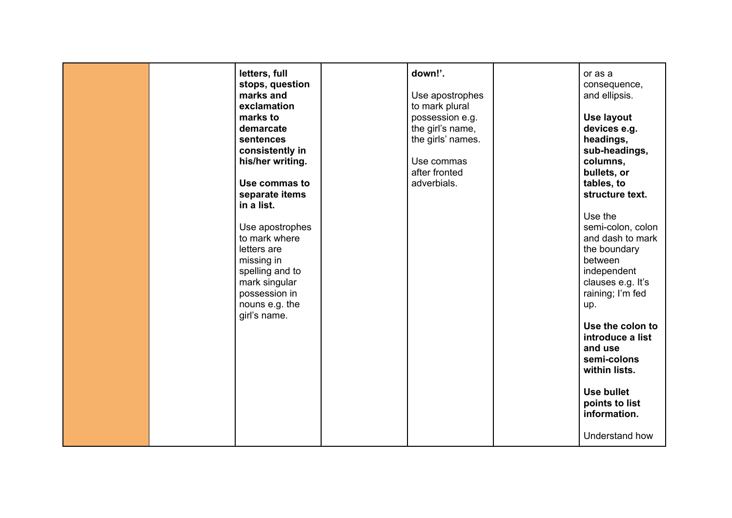| | | | | | | |
|---|---|---|---|---|---|---|
| | | **letters, full stops, question marks and exclamation marks to demarcate sentences consistently in his/her writing.**<br><br>**Use commas to separate items in a list.**<br><br>Use apostrophes to mark where letters are missing in spelling and to mark singular possession in nouns e.g. the girl's name. | | **down!'.**<br><br>Use apostrophes to mark plural possession e.g. the girl's name, the girls' names.<br><br>Use commas after fronted adverbials. | | or as a consequence, and ellipsis.<br><br>**Use layout devices e.g. headings, sub-headings, columns, bullets, or tables, to structure text.**<br><br>Use the semi-colon, colon and dash to mark the boundary between independent clauses e.g. It's raining; I'm fed up.<br><br>**Use the colon to introduce a list and use semi-colons within lists.**<br><br>**Use bullet points to list information.**<br><br>Understand how |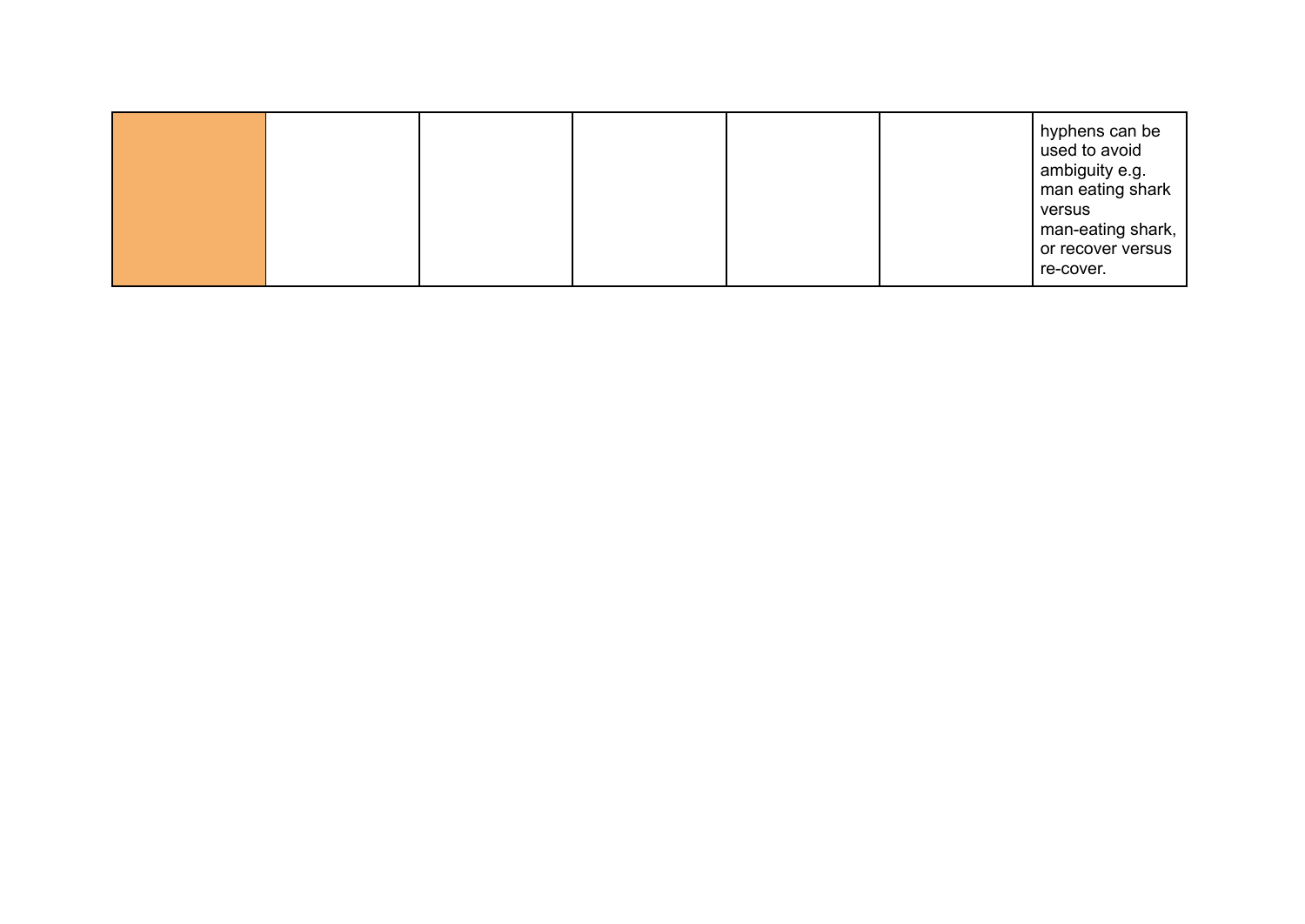| | | | | | | |
|---|---|---|---|---|---|---|
| | | | | | | hyphens can be used to avoid ambiguity e.g. man eating shark versus man-eating shark, or recover versus re-cover. |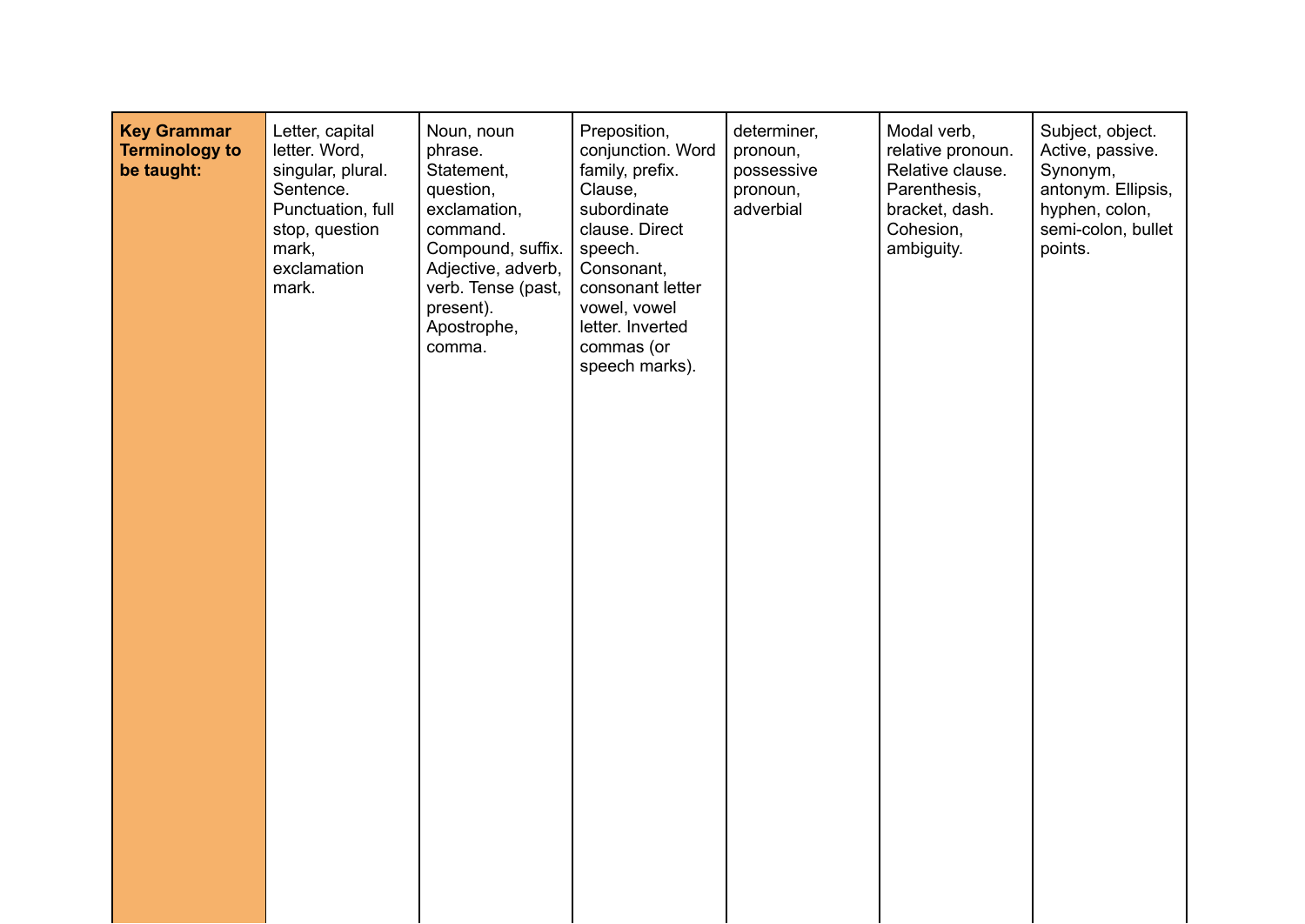| | | | | | | |
|---|---|---|---|---|---|---|
| **Key Grammar Terminology to be taught:** | Letter, capital letter. Word, singular, plural. Sentence. Punctuation, full stop, question mark, exclamation mark. | Noun, noun phrase. Statement, question, exclamation, command. Compound, suffix. Adjective, adverb, verb. Tense (past, present). Apostrophe, comma. | Preposition, conjunction. Word family, prefix. Clause, subordinate clause. Direct speech. Consonant, consonant letter vowel, vowel letter. Inverted commas (or speech marks). | determiner, pronoun, possessive pronoun, adverbial | Modal verb, relative pronoun. Relative clause. Parenthesis, bracket, dash. Cohesion, ambiguity. | Subject, object. Active, passive. Synonym, antonym. Ellipsis, hyphen, colon, semi-colon, bullet points. |